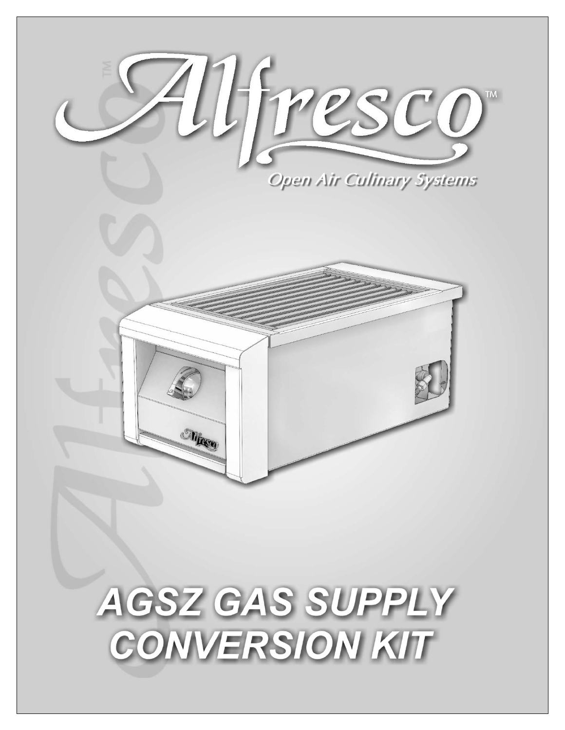# Alfresco™

*Open Air Culinary Systems*

# AGSZ GAS SUPPLY CONVERSION KIT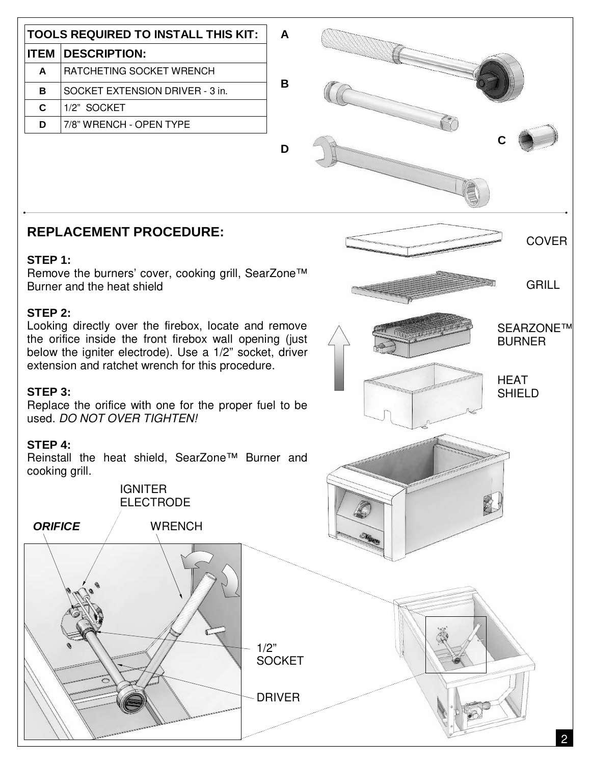| TOOLS REQUIRED TO INSTALL THIS KIT: | |
|---|---|
| **ITEM** | **DESCRIPTION:** |
| **A** | RATCHETING SOCKET WRENCH |
| **B** | SOCKET EXTENSION DRIVER - 3 in. |
| **C** | 1/2" SOCKET |
| **D** | 7/8" WRENCH - OPEN TYPE |

A

B

C

D

## REPLACEMENT PROCEDURE:

**STEP 1:**
Remove the burners' cover, cooking grill, SearZone™ Burner and the heat shield

**STEP 2:**
Looking directly over the firebox, locate and remove the orifice inside the front firebox wall opening (just below the igniter electrode). Use a 1/2" socket, driver extension and ratchet wrench for this procedure.

**STEP 3:**
Replace the orifice with one for the proper fuel to be used. *DO NOT OVER TIGHTEN!*

**STEP 4:**
Reinstall the heat shield, SearZone™ Burner and cooking grill.

COVER

GRILL

SEARZONE™ BURNER

HEAT SHIELD

IGNITER ELECTRODE

***ORIFICE***

WRENCH

1/2" SOCKET

DRIVER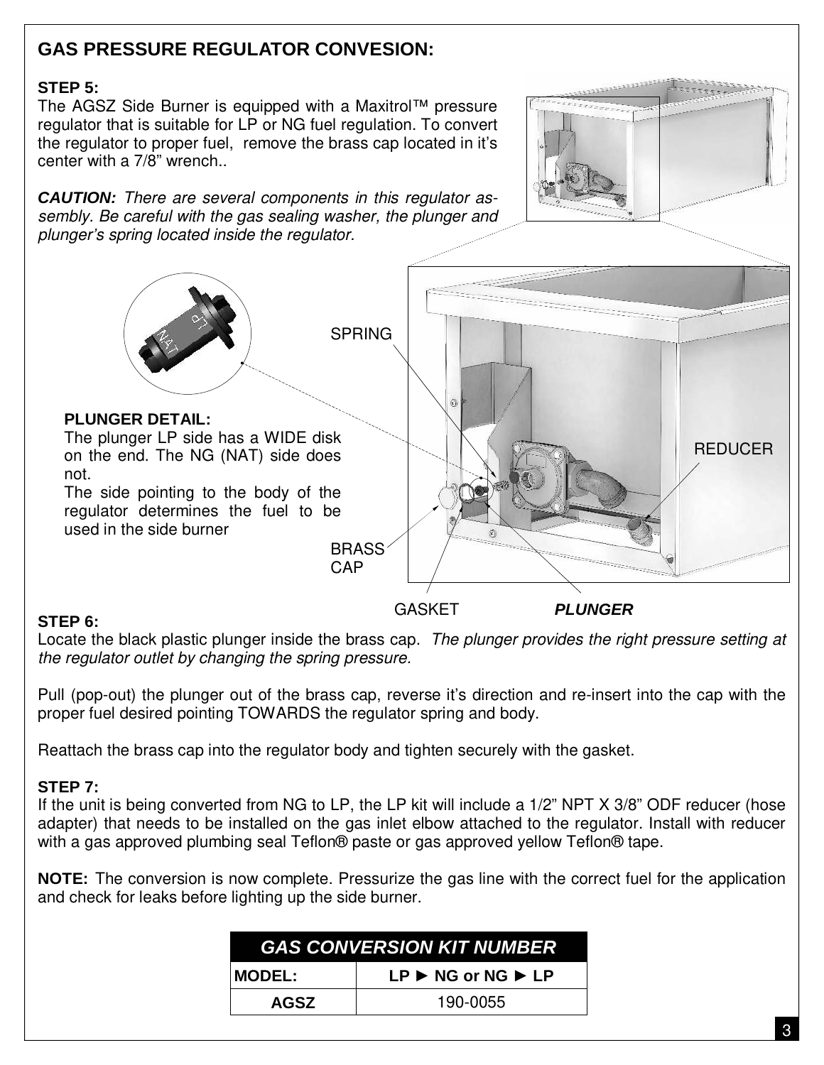## GAS PRESSURE REGULATOR CONVESION:

**STEP 5:**
The AGSZ Side Burner is equipped with a Maxitrol™ pressure regulator that is suitable for LP or NG fuel regulation. To convert the regulator to proper fuel, remove the brass cap located in it's center with a 7/8" wrench..

***CAUTION:*** *There are several components in this regulator assembly. Be careful with the gas sealing washer, the plunger and plunger's spring located inside the regulator.*

SPRING

REDUCER

**PLUNGER DETAIL:**
The plunger LP side has a WIDE disk on the end. The NG (NAT) side does not.
The side pointing to the body of the regulator determines the fuel to be used in the side burner

BRASS CAP

GASKET

***PLUNGER***

**STEP 6:**
Locate the black plastic plunger inside the brass cap. *The plunger provides the right pressure setting at the regulator outlet by changing the spring pressure.*

Pull (pop-out) the plunger out of the brass cap, reverse it's direction and re-insert into the cap with the proper fuel desired pointing TOWARDS the regulator spring and body.

Reattach the brass cap into the regulator body and tighten securely with the gasket.

**STEP 7:**
If the unit is being converted from NG to LP, the LP kit will include a 1/2" NPT X 3/8" ODF reducer (hose adapter) that needs to be installed on the gas inlet elbow attached to the regulator. Install with reducer with a gas approved plumbing seal Teflon® paste or gas approved yellow Teflon® tape.

**NOTE:** The conversion is now complete. Pressurize the gas line with the correct fuel for the application and check for leaks before lighting up the side burner.

| GAS CONVERSION KIT NUMBER | |
|---|---|
| **MODEL:** | **LP ► NG or NG ► LP** |
| **AGSZ** | 190-0055 |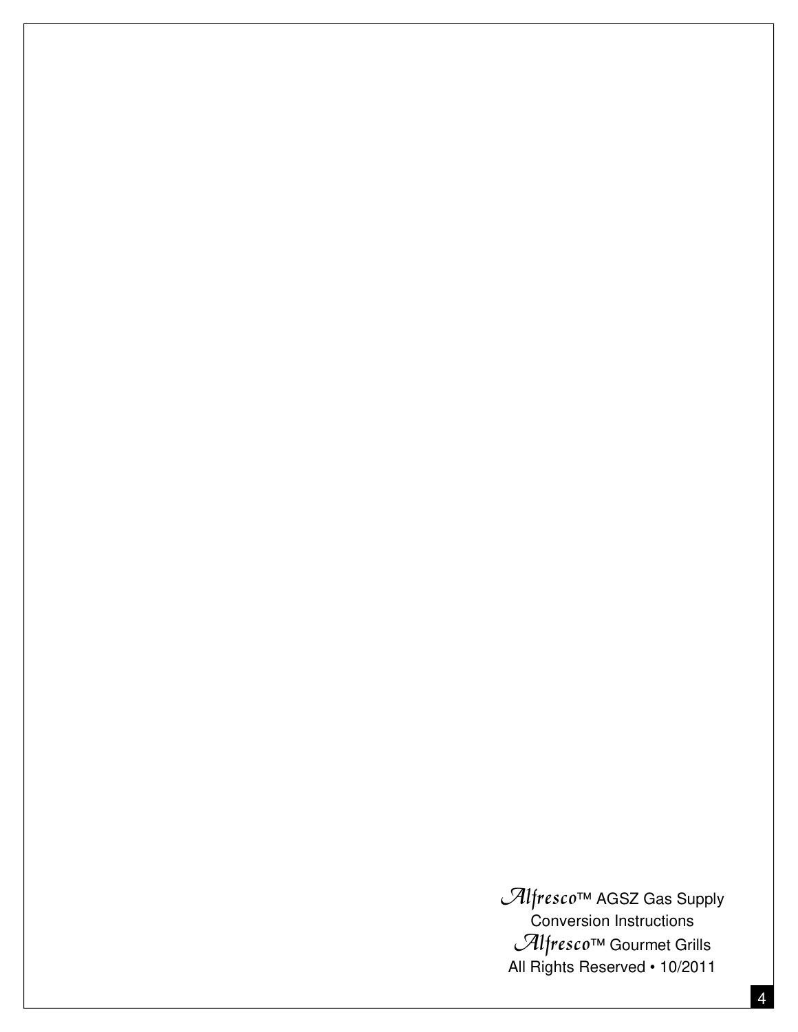*Alfresco*™ AGSZ Gas Supply
Conversion Instructions
*Alfresco*™ Gourmet Grills
All Rights Reserved • 10/2011